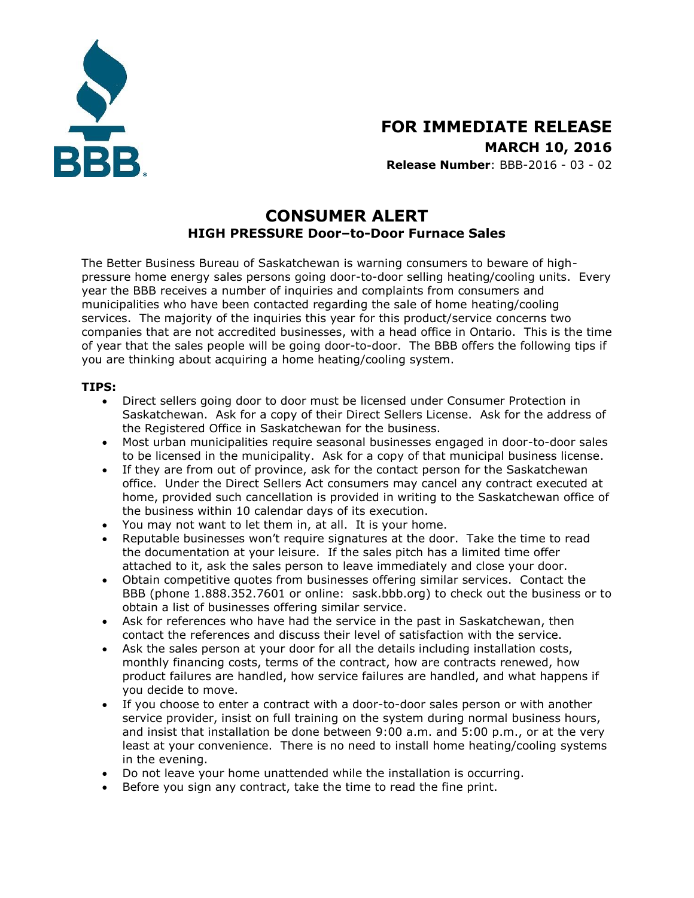# FOR IMMEDIATE RELEASE

**MARCH 10, 2016**

**Release Number**: BBB-2016 - 03 - 02

## CONSUMER ALERT

### HIGH PRESSURE Door–to-Door Furnace Sales

The Better Business Bureau of Saskatchewan is warning consumers to beware of high-pressure home energy sales persons going door-to-door selling heating/cooling units. Every year the BBB receives a number of inquiries and complaints from consumers and municipalities who have been contacted regarding the sale of home heating/cooling services. The majority of the inquiries this year for this product/service concerns two companies that are not accredited businesses, with a head office in Ontario. This is the time of year that the sales people will be going door-to-door. The BBB offers the following tips if you are thinking about acquiring a home heating/cooling system.

**TIPS:**

- Direct sellers going door to door must be licensed under Consumer Protection in Saskatchewan. Ask for a copy of their Direct Sellers License. Ask for the address of the Registered Office in Saskatchewan for the business.
- Most urban municipalities require seasonal businesses engaged in door-to-door sales to be licensed in the municipality. Ask for a copy of that municipal business license.
- If they are from out of province, ask for the contact person for the Saskatchewan office. Under the Direct Sellers Act consumers may cancel any contract executed at home, provided such cancellation is provided in writing to the Saskatchewan office of the business within 10 calendar days of its execution.
- You may not want to let them in, at all. It is your home.
- Reputable businesses won't require signatures at the door. Take the time to read the documentation at your leisure. If the sales pitch has a limited time offer attached to it, ask the sales person to leave immediately and close your door.
- Obtain competitive quotes from businesses offering similar services. Contact the BBB (phone 1.888.352.7601 or online: sask.bbb.org) to check out the business or to obtain a list of businesses offering similar service.
- Ask for references who have had the service in the past in Saskatchewan, then contact the references and discuss their level of satisfaction with the service.
- Ask the sales person at your door for all the details including installation costs, monthly financing costs, terms of the contract, how are contracts renewed, how product failures are handled, how service failures are handled, and what happens if you decide to move.
- If you choose to enter a contract with a door-to-door sales person or with another service provider, insist on full training on the system during normal business hours, and insist that installation be done between 9:00 a.m. and 5:00 p.m., or at the very least at your convenience. There is no need to install home heating/cooling systems in the evening.
- Do not leave your home unattended while the installation is occurring.
- Before you sign any contract, take the time to read the fine print.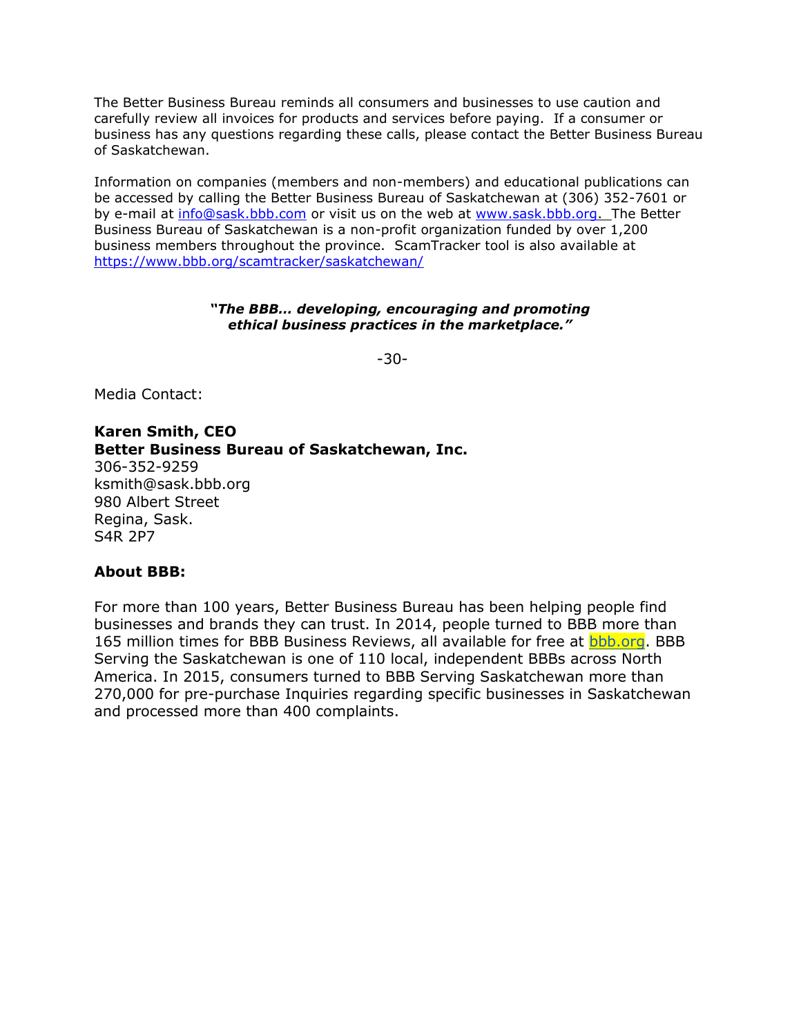The Better Business Bureau reminds all consumers and businesses to use caution and carefully review all invoices for products and services before paying. If a consumer or business has any questions regarding these calls, please contact the Better Business Bureau of Saskatchewan.

Information on companies (members and non-members) and educational publications can be accessed by calling the Better Business Bureau of Saskatchewan at (306) 352-7601 or by e-mail at info@sask.bbb.com or visit us on the web at www.sask.bbb.org. The Better Business Bureau of Saskatchewan is a non-profit organization funded by over 1,200 business members throughout the province. ScamTracker tool is also available at https://www.bbb.org/scamtracker/saskatchewan/

***"The BBB… developing, encouraging and promoting ethical business practices in the marketplace."***

-30-

Media Contact:

**Karen Smith, CEO**
**Better Business Bureau of Saskatchewan, Inc.**
306-352-9259
ksmith@sask.bbb.org
980 Albert Street
Regina, Sask.
S4R 2P7

**About BBB:**

For more than 100 years, Better Business Bureau has been helping people find businesses and brands they can trust. In 2014, people turned to BBB more than 165 million times for BBB Business Reviews, all available for free at bbb.org. BBB Serving the Saskatchewan is one of 110 local, independent BBBs across North America. In 2015, consumers turned to BBB Serving Saskatchewan more than 270,000 for pre-purchase Inquiries regarding specific businesses in Saskatchewan and processed more than 400 complaints.